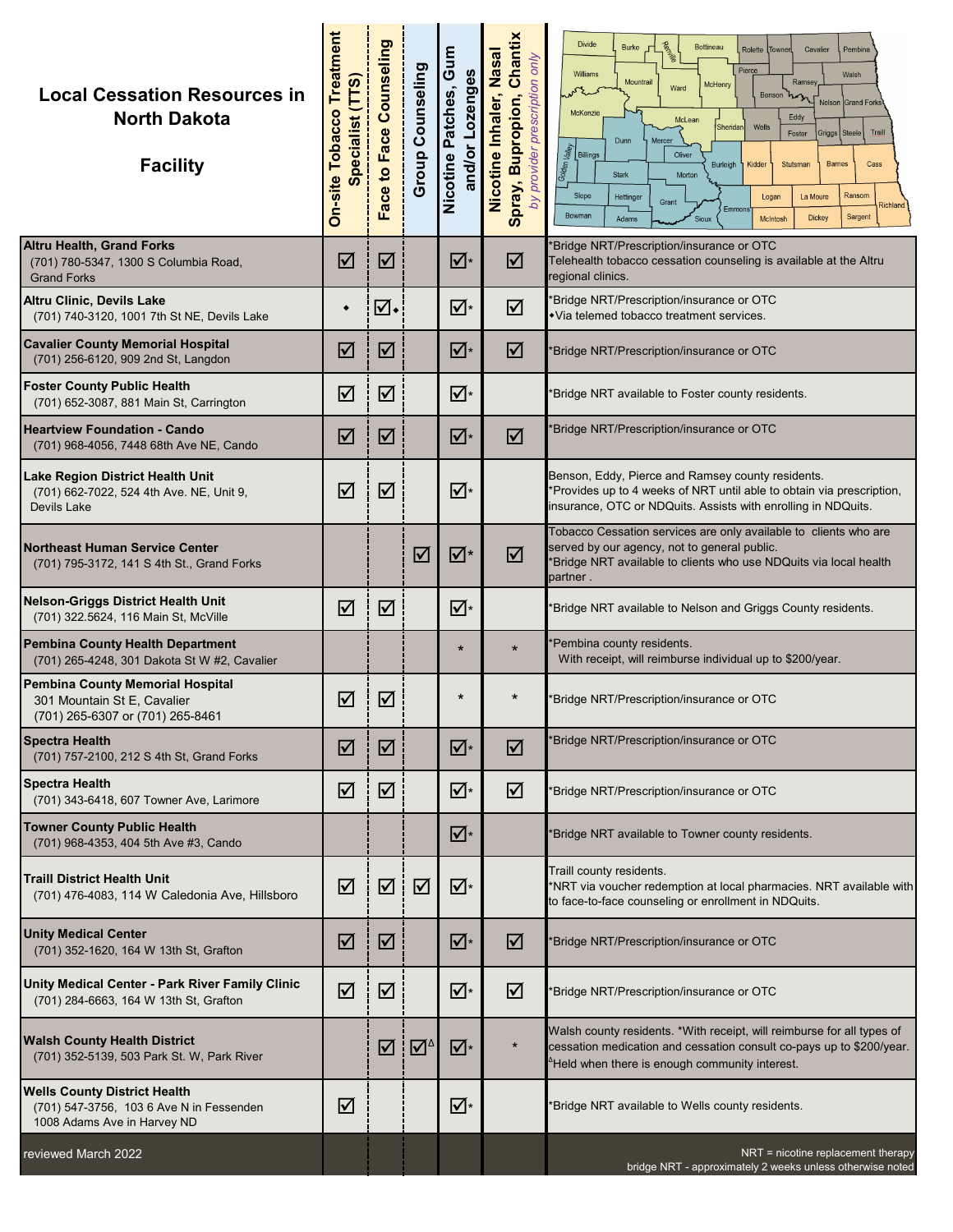# Local Cessation Resources in North Dakota

| Facility | On-site Tobacco Treatment Specialist (TTS) | Face to Face Counseling | Group Counseling | Nicotine Patches, Gum and/or Lozenges | Nicotine Inhaler, Nasal Spray, Bupropion, Chantix *by provider prescription only* | Notes |
|---|---|---|---|---|---|---|
| **Altru Health, Grand Forks** (701) 780-5347, 1300 S Columbia Road, Grand Forks | ☑ | ☑ | | ☑* | ☑ | *Bridge NRT/Prescription/insurance or OTC. Telehealth tobacco cessation counseling is available at the Altru regional clinics. |
| **Altru Clinic, Devils Lake** (701) 740-3120, 1001 7th St NE, Devils Lake | ◆ | ☑◆ | | ☑* | ☑ | *Bridge NRT/Prescription/insurance or OTC. ◆Via telemed tobacco treatment services. |
| **Cavalier County Memorial Hospital** (701) 256-6120, 909 2nd St, Langdon | ☑ | ☑ | | ☑* | ☑ | *Bridge NRT/Prescription/insurance or OTC |
| **Foster County Public Health** (701) 652-3087, 881 Main St, Carrington | ☑ | ☑ | | ☑* | | *Bridge NRT available to Foster county residents. |
| **Heartview Foundation - Cando** (701) 968-4056, 7448 68th Ave NE, Cando | ☑ | ☑ | | ☑* | ☑ | *Bridge NRT/Prescription/insurance or OTC |
| **Lake Region District Health Unit** (701) 662-7022, 524 4th Ave. NE, Unit 9, Devils Lake | ☑ | ☑ | | ☑* | | Benson, Eddy, Pierce and Ramsey county residents. *Provides up to 4 weeks of NRT until able to obtain via prescription, insurance, OTC or NDQuits. Assists with enrolling in NDQuits. |
| **Northeast Human Service Center** (701) 795-3172, 141 S 4th St., Grand Forks | | | ☑ | ☑* | ☑ | Tobacco Cessation services are only available to clients who are served by our agency, not to general public. *Bridge NRT available to clients who use NDQuits via local health partner . |
| **Nelson-Griggs District Health Unit** (701) 322.5624, 116 Main St, McVille | ☑ | ☑ | | ☑* | | *Bridge NRT available to Nelson and Griggs County residents. |
| **Pembina County Health Department** (701) 265-4248, 301 Dakota St W #2, Cavalier | | | | * | * | *Pembina county residents. With receipt, will reimburse individual up to $200/year. |
| **Pembina County Memorial Hospital** 301 Mountain St E, Cavalier (701) 265-6307 or (701) 265-8461 | ☑ | ☑ | | * | * | *Bridge NRT/Prescription/insurance or OTC |
| **Spectra Health** (701) 757-2100, 212 S 4th St, Grand Forks | ☑ | ☑ | | ☑* | ☑ | *Bridge NRT/Prescription/insurance or OTC |
| **Spectra Health** (701) 343-6418, 607 Towner Ave, Larimore | ☑ | ☑ | | ☑* | ☑ | *Bridge NRT/Prescription/insurance or OTC |
| **Towner County Public Health** (701) 968-4353, 404 5th Ave #3, Cando | | | | ☑* | | *Bridge NRT available to Towner county residents. |
| **Traill District Health Unit** (701) 476-4083, 114 W Caledonia Ave, Hillsboro | ☑ | ☑ | ☑ | ☑* | | Traill county residents. *NRT via voucher redemption at local pharmacies. NRT available with to face-to-face counseling or enrollment in NDQuits. |
| **Unity Medical Center** (701) 352-1620, 164 W 13th St, Grafton | ☑ | ☑ | | ☑* | ☑ | *Bridge NRT/Prescription/insurance or OTC |
| **Unity Medical Center - Park River Family Clinic** (701) 284-6663, 164 W 13th St, Grafton | ☑ | ☑ | | ☑* | ☑ | *Bridge NRT/Prescription/insurance or OTC |
| **Walsh County Health District** (701) 352-5139, 503 Park St. W, Park River | | ☑ | ☑Δ | ☑* | * | Walsh county residents. *With receipt, will reimburse for all types of cessation medication and cessation consult co-pays up to $200/year. ΔHeld when there is enough community interest. |
| **Wells County District Health** (701) 547-3756, 103 6 Ave N in Fessenden 1008 Adams Ave in Harvey ND | ☑ | | | ☑* | | *Bridge NRT available to Wells county residents. |

reviewed March 2022

NRT = nicotine replacement therapy
bridge NRT - approximately 2 weeks unless otherwise noted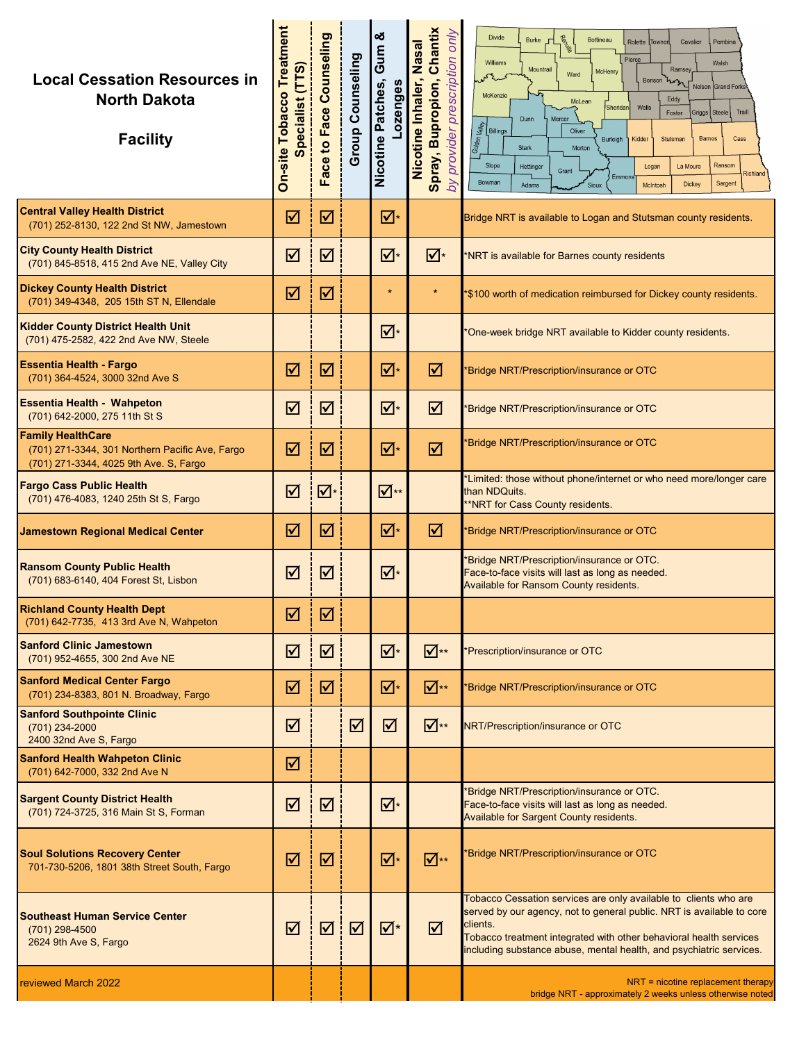# Local Cessation Resources in North Dakota

| Facility | On-site Tobacco Treatment Specialist (TTS) | Face to Face Counseling | Group Counseling | Nicotine Patches, Gum & Lozenges | Nicotine Inhaler, Nasal Spray, Bupropion, Chantix *by provider prescription only* | |
|---|---|---|---|---|---|---|
| **Central Valley Health District** (701) 252-8130, 122 2nd St NW, Jamestown | ☑ | ☑ | | ☑* | | Bridge NRT is available to Logan and Stutsman county residents. |
| **City County Health District** (701) 845-8518, 415 2nd Ave NE, Valley City | ☑ | ☑ | | ☑* | ☑* | *NRT is available for Barnes county residents |
| **Dickey County Health District** (701) 349-4348, 205 15th ST N, Ellendale | ☑ | ☑ | | * | * | *$100 worth of medication reimbursed for Dickey county residents. |
| **Kidder County District Health Unit** (701) 475-2582, 422 2nd Ave NW, Steele | | | | ☑* | | *One-week bridge NRT available to Kidder county residents. |
| **Essentia Health - Fargo** (701) 364-4524, 3000 32nd Ave S | ☑ | ☑ | | ☑* | ☑ | *Bridge NRT/Prescription/insurance or OTC |
| **Essentia Health - Wahpeton** (701) 642-2000, 275 11th St S | ☑ | ☑ | | ☑* | ☑ | *Bridge NRT/Prescription/insurance or OTC |
| **Family HealthCare** (701) 271-3344, 301 Northern Pacific Ave, Fargo; (701) 271-3344, 4025 9th Ave. S, Fargo | ☑ | ☑ | | ☑* | ☑ | *Bridge NRT/Prescription/insurance or OTC |
| **Fargo Cass Public Health** (701) 476-4083, 1240 25th St S, Fargo | ☑ | ☑* | | ☑** | | *Limited: those without phone/internet or who need more/longer care than NDQuits. **NRT for Cass County residents. |
| **Jamestown Regional Medical Center** | ☑ | ☑ | | ☑* | ☑ | *Bridge NRT/Prescription/insurance or OTC |
| **Ransom County Public Health** (701) 683-6140, 404 Forest St, Lisbon | ☑ | ☑ | | ☑* | | *Bridge NRT/Prescription/insurance or OTC. Face-to-face visits will last as long as needed. Available for Ransom County residents. |
| **Richland County Health Dept** (701) 642-7735, 413 3rd Ave N, Wahpeton | ☑ | ☑ | | | | |
| **Sanford Clinic Jamestown** (701) 952-4655, 300 2nd Ave NE | ☑ | ☑ | | ☑* | ☑** | *Prescription/insurance or OTC |
| **Sanford Medical Center Fargo** (701) 234-8383, 801 N. Broadway, Fargo | ☑ | ☑ | | ☑* | ☑** | *Bridge NRT/Prescription/insurance or OTC |
| **Sanford Southpointe Clinic** (701) 234-2000, 2400 32nd Ave S, Fargo | ☑ | | ☑ | ☑ | ☑** | NRT/Prescription/insurance or OTC |
| **Sanford Health Wahpeton Clinic** (701) 642-7000, 332 2nd Ave N | ☑ | | | | | |
| **Sargent County District Health** (701) 724-3725, 316 Main St S, Forman | ☑ | ☑ | | ☑* | | *Bridge NRT/Prescription/insurance or OTC. Face-to-face visits will last as long as needed. Available for Sargent County residents. |
| **Soul Solutions Recovery Center** 701-730-5206, 1801 38th Street South, Fargo | ☑ | ☑ | | ☑* | ☑** | *Bridge NRT/Prescription/insurance or OTC |
| **Southeast Human Service Center** (701) 298-4500, 2624 9th Ave S, Fargo | ☑ | ☑ | ☑ | ☑* | ☑ | Tobacco Cessation services are only available to clients who are served by our agency, not to general public. NRT is available to core clients. Tobacco treatment integrated with other behavioral health services including substance abuse, mental health, and psychiatric services. |
| reviewed March 2022 | | | | | | NRT = nicotine replacement therapy; bridge NRT - approximately 2 weeks unless otherwise noted |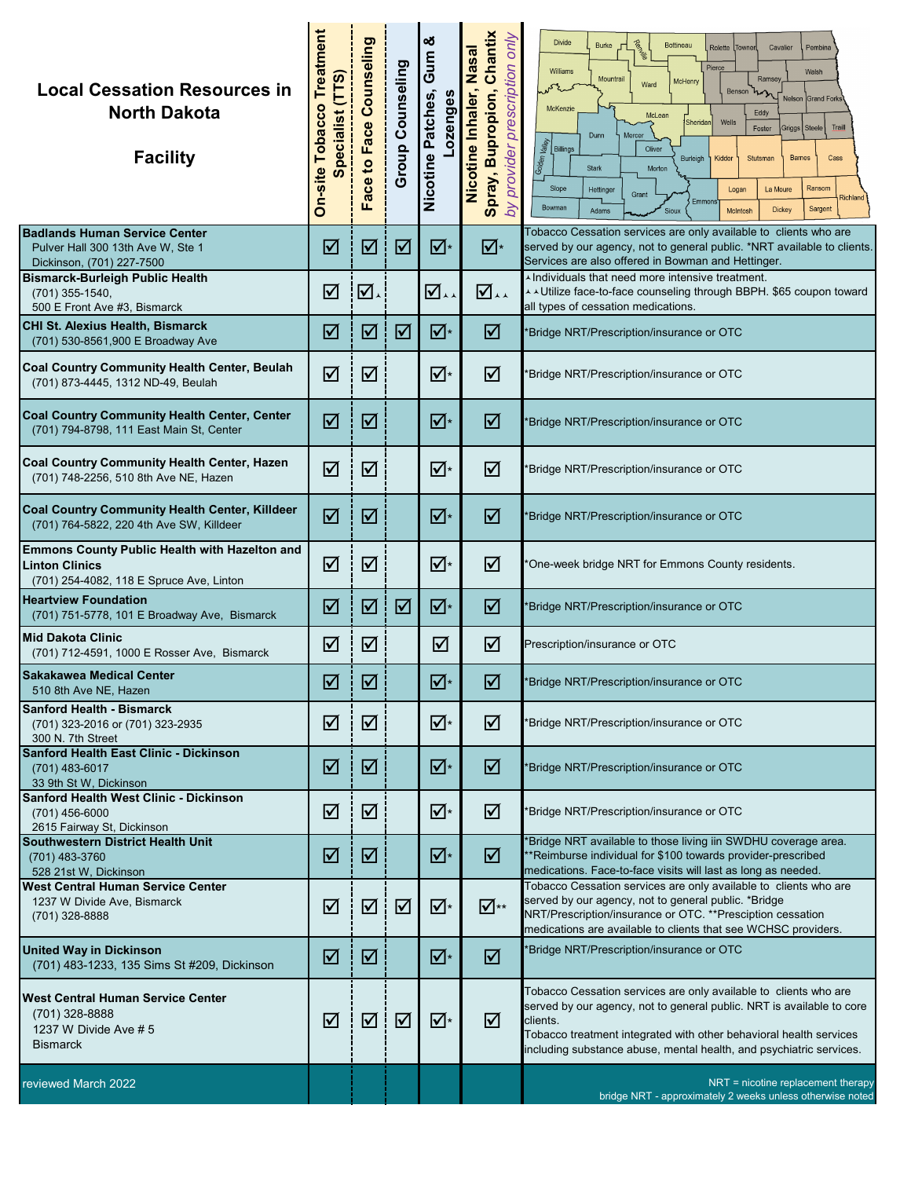# Local Cessation Resources in North Dakota

| Facility | On-site Tobacco Treatment Specialist (TTS) | Face to Face Counseling | Group Counseling | Nicotine Patches, Gum & Lozenges | Nicotine Inhaler, Nasal Spray, Bupropion, Chantix *by provider prescription only* | |
|---|---|---|---|---|---|---|
| **Badlands Human Service Center** Pulver Hall 300 13th Ave W, Ste 1 Dickinson, (701) 227-7500 | ☑ | ☑ | ☑ | ☑* | ☑* | Tobacco Cessation services are only available to clients who are served by our agency, not to general public. *NRT available to clients. Services are also offered in Bowman and Hettinger. |
| **Bismarck-Burleigh Public Health** (701) 355-1540, 500 E Front Ave #3, Bismarck | ☑ | ☑▲ | | ☑▲▲ | ☑▲▲ | ▲Individuals that need more intensive treatment. ▲▲Utilize face-to-face counseling through BBPH. $65 coupon toward all types of cessation medications. |
| **CHI St. Alexius Health, Bismarck** (701) 530-8561,900 E Broadway Ave | ☑ | ☑ | ☑ | ☑* | ☑ | *Bridge NRT/Prescription/insurance or OTC |
| **Coal Country Community Health Center, Beulah** (701) 873-4445, 1312 ND-49, Beulah | ☑ | ☑ | | ☑* | ☑ | *Bridge NRT/Prescription/insurance or OTC |
| **Coal Country Community Health Center, Center** (701) 794-8798, 111 East Main St, Center | ☑ | ☑ | | ☑* | ☑ | *Bridge NRT/Prescription/insurance or OTC |
| **Coal Country Community Health Center, Hazen** (701) 748-2256, 510 8th Ave NE, Hazen | ☑ | ☑ | | ☑* | ☑ | *Bridge NRT/Prescription/insurance or OTC |
| **Coal Country Community Health Center, Killdeer** (701) 764-5822, 220 4th Ave SW, Killdeer | ☑ | ☑ | | ☑* | ☑ | *Bridge NRT/Prescription/insurance or OTC |
| **Emmons County Public Health with Hazelton and Linton Clinics** (701) 254-4082, 118 E Spruce Ave, Linton | ☑ | ☑ | | ☑* | ☑ | *One-week bridge NRT for Emmons County residents. |
| **Heartview Foundation** (701) 751-5778, 101 E Broadway Ave, Bismarck | ☑ | ☑ | ☑ | ☑* | ☑ | *Bridge NRT/Prescription/insurance or OTC |
| **Mid Dakota Clinic** (701) 712-4591, 1000 E Rosser Ave, Bismarck | ☑ | ☑ | | ☑ | ☑ | Prescription/insurance or OTC |
| **Sakakawea Medical Center** 510 8th Ave NE, Hazen | ☑ | ☑ | | ☑* | ☑ | *Bridge NRT/Prescription/insurance or OTC |
| **Sanford Health - Bismarck** (701) 323-2016 or (701) 323-2935 300 N. 7th Street | ☑ | ☑ | | ☑* | ☑ | *Bridge NRT/Prescription/insurance or OTC |
| **Sanford Health East Clinic - Dickinson** (701) 483-6017 33 9th St W, Dickinson | ☑ | ☑ | | ☑* | ☑ | *Bridge NRT/Prescription/insurance or OTC |
| **Sanford Health West Clinic - Dickinson** (701) 456-6000 2615 Fairway St, Dickinson | ☑ | ☑ | | ☑* | ☑ | *Bridge NRT/Prescription/insurance or OTC |
| **Southwestern District Health Unit** (701) 483-3760 528 21st W, Dickinson | ☑ | ☑ | | ☑* | ☑ | *Bridge NRT available to those living iin SWDHU coverage area. **Reimburse individual for $100 towards provider-prescribed medications. Face-to-face visits will last as long as needed. |
| **West Central Human Service Center** 1237 W Divide Ave, Bismarck (701) 328-8888 | ☑ | ☑ | ☑ | ☑* | ☑** | Tobacco Cessation services are only available to clients who are served by our agency, not to general public. *Bridge NRT/Prescription/insurance or OTC. **Presciption cessation medications are available to clients that see WCHSC providers. |
| **United Way in Dickinson** (701) 483-1233, 135 Sims St #209, Dickinson | ☑ | ☑ | | ☑* | ☑ | *Bridge NRT/Prescription/insurance or OTC |
| **West Central Human Service Center** (701) 328-8888 1237 W Divide Ave # 5 Bismarck | ☑ | ☑ | ☑ | ☑* | ☑ | Tobacco Cessation services are only available to clients who are served by our agency, not to general public. NRT is available to core clients. Tobacco treatment integrated with other behavioral health services including substance abuse, mental health, and psychiatric services. |

reviewed March 2022

NRT = nicotine replacement therapy
bridge NRT - approximately 2 weeks unless otherwise noted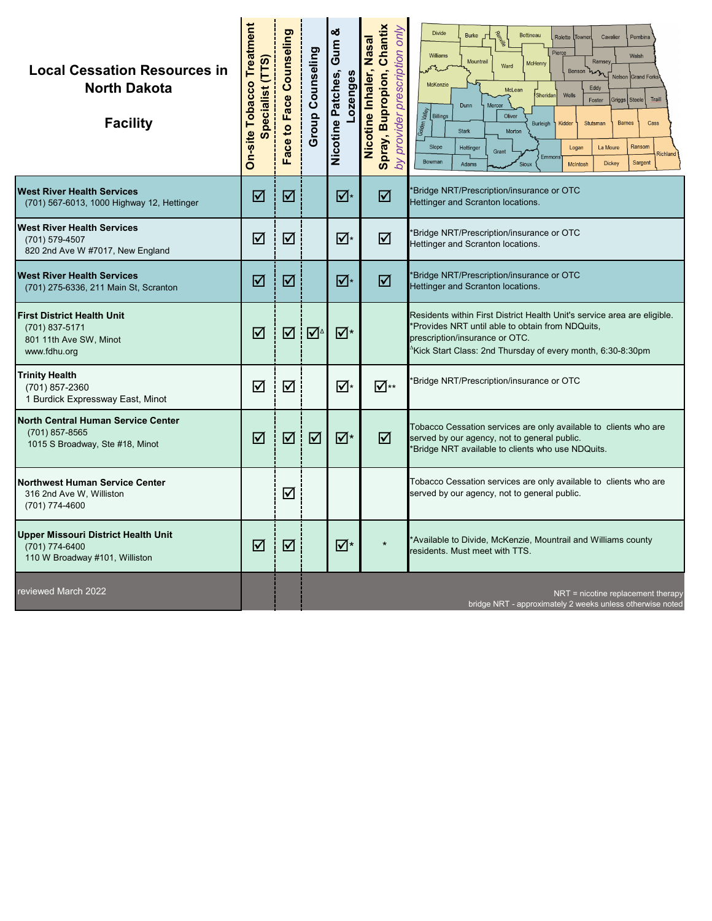# Local Cessation Resources in North Dakota

| Facility | On-site Tobacco Treatment Specialist (TTS) | Face to Face Counseling | Group Counseling | Nicotine Patches, Gum & Lozenges | Nicotine Inhaler, Nasal Spray, Bupropion, Chantix *by provider prescription only* | |
|---|---|---|---|---|---|---|
| **West River Health Services** (701) 567-6013, 1000 Highway 12, Hettinger | ☑ | ☑ | | ☑* | ☑ | *Bridge NRT/Prescription/insurance or OTC Hettinger and Scranton locations. |
| **West River Health Services** (701) 579-4507 820 2nd Ave W #7017, New England | ☑ | ☑ | | ☑* | ☑ | *Bridge NRT/Prescription/insurance or OTC Hettinger and Scranton locations. |
| **West River Health Services** (701) 275-6336, 211 Main St, Scranton | ☑ | ☑ | | ☑* | ☑ | *Bridge NRT/Prescription/insurance or OTC Hettinger and Scranton locations. |
| **First District Health Unit** (701) 837-5171 801 11th Ave SW, Minot www.fdhu.org | ☑ | ☑ | ☑[Δ] | ☑* | | Residents within First District Health Unit's service area are eligible. *Provides NRT until able to obtain from NDQuits, prescription/insurance or OTC. [Δ]Kick Start Class: 2nd Thursday of every month, 6:30-8:30pm |
| **Trinity Health** (701) 857-2360 1 Burdick Expressway East, Minot | ☑ | ☑ | | ☑* | ☑** | *Bridge NRT/Prescription/insurance or OTC |
| **North Central Human Service Center** (701) 857-8565 1015 S Broadway, Ste #18, Minot | ☑ | ☑ | ☑ | ☑* | ☑ | Tobacco Cessation services are only available to clients who are served by our agency, not to general public. *Bridge NRT available to clients who use NDQuits. |
| **Northwest Human Service Center** 316 2nd Ave W, Williston (701) 774-4600 | | ☑ | | | | Tobacco Cessation services are only available to clients who are served by our agency, not to general public. |
| **Upper Missouri District Health Unit** (701) 774-6400 110 W Broadway #101, Williston | ☑ | ☑ | | ☑* | * | *Available to Divide, McKenzie, Mountrail and Williams county residents. Must meet with TTS. |

reviewed March 2022

NRT = nicotine replacement therapy
bridge NRT - approximately 2 weeks unless otherwise noted